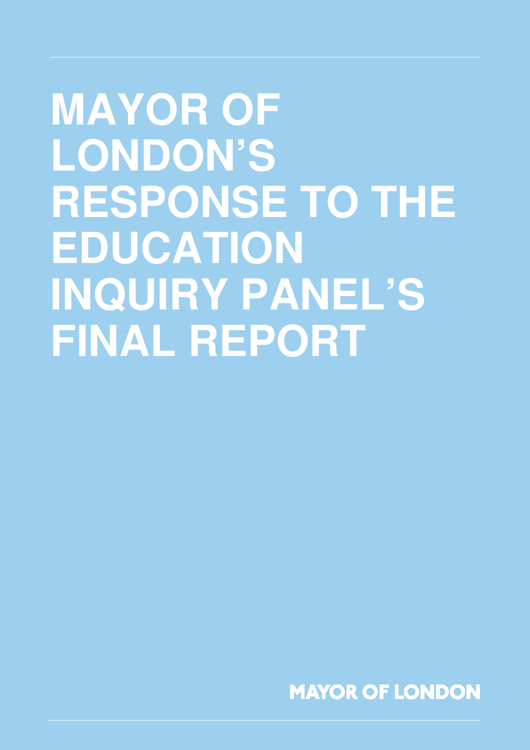# MAYOR OF LONDON'S RESPONSE TO THE EDUCATION INQUIRY PANEL'S FINAL REPORT

MAYOR OF LONDON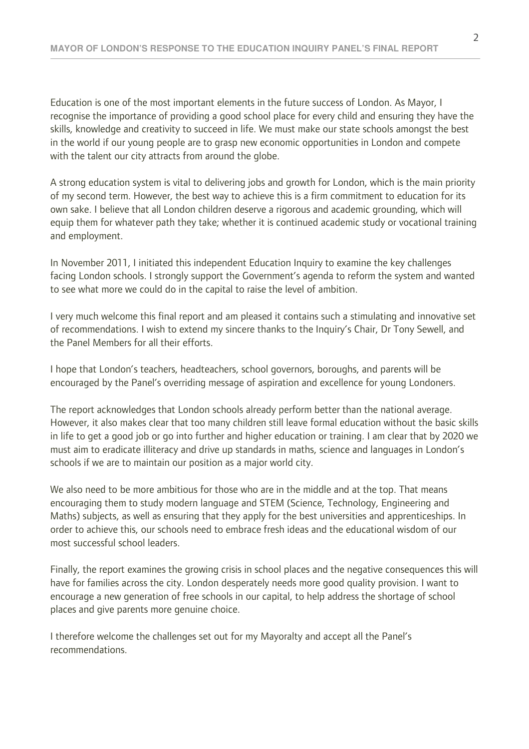Education is one of the most important elements in the future success of London. As Mayor, I recognise the importance of providing a good school place for every child and ensuring they have the skills, knowledge and creativity to succeed in life. We must make our state schools amongst the best in the world if our young people are to grasp new economic opportunities in London and compete with the talent our city attracts from around the globe.

A strong education system is vital to delivering jobs and growth for London, which is the main priority of my second term. However, the best way to achieve this is a firm commitment to education for its own sake. I believe that all London children deserve a rigorous and academic grounding, which will equip them for whatever path they take; whether it is continued academic study or vocational training and employment.

In November 2011, I initiated this independent Education Inquiry to examine the key challenges facing London schools. I strongly support the Government's agenda to reform the system and wanted to see what more we could do in the capital to raise the level of ambition.

I very much welcome this final report and am pleased it contains such a stimulating and innovative set of recommendations. I wish to extend my sincere thanks to the Inquiry's Chair, Dr Tony Sewell, and the Panel Members for all their efforts.

I hope that London's teachers, headteachers, school governors, boroughs, and parents will be encouraged by the Panel's overriding message of aspiration and excellence for young Londoners.

The report acknowledges that London schools already perform better than the national average. However, it also makes clear that too many children still leave formal education without the basic skills in life to get a good job or go into further and higher education or training. I am clear that by 2020 we must aim to eradicate illiteracy and drive up standards in maths, science and languages in London's schools if we are to maintain our position as a major world city.

We also need to be more ambitious for those who are in the middle and at the top. That means encouraging them to study modern language and STEM (Science, Technology, Engineering and Maths) subjects, as well as ensuring that they apply for the best universities and apprenticeships. In order to achieve this, our schools need to embrace fresh ideas and the educational wisdom of our most successful school leaders.

Finally, the report examines the growing crisis in school places and the negative consequences this will have for families across the city. London desperately needs more good quality provision. I want to encourage a new generation of free schools in our capital, to help address the shortage of school places and give parents more genuine choice.

I therefore welcome the challenges set out for my Mayoralty and accept all the Panel's recommendations.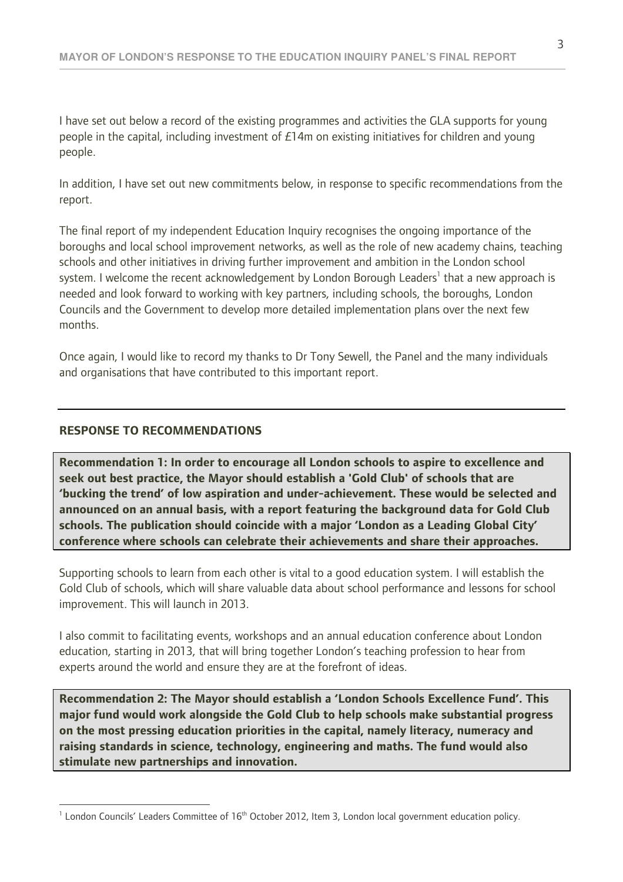I have set out below a record of the existing programmes and activities the GLA supports for young people in the capital, including investment of £14m on existing initiatives for children and young people.

In addition, I have set out new commitments below, in response to specific recommendations from the report.

The final report of my independent Education Inquiry recognises the ongoing importance of the boroughs and local school improvement networks, as well as the role of new academy chains, teaching schools and other initiatives in driving further improvement and ambition in the London school system. I welcome the recent acknowledgement by London Borough Leaders[1] that a new approach is needed and look forward to working with key partners, including schools, the boroughs, London Councils and the Government to develop more detailed implementation plans over the next few months.

Once again, I would like to record my thanks to Dr Tony Sewell, the Panel and the many individuals and organisations that have contributed to this important report.

---

## RESPONSE TO RECOMMENDATIONS

**Recommendation 1: In order to encourage all London schools to aspire to excellence and seek out best practice, the Mayor should establish a 'Gold Club' of schools that are 'bucking the trend' of low aspiration and under-achievement. These would be selected and announced on an annual basis, with a report featuring the background data for Gold Club schools. The publication should coincide with a major 'London as a Leading Global City' conference where schools can celebrate their achievements and share their approaches.**

Supporting schools to learn from each other is vital to a good education system. I will establish the Gold Club of schools, which will share valuable data about school performance and lessons for school improvement. This will launch in 2013.

I also commit to facilitating events, workshops and an annual education conference about London education, starting in 2013, that will bring together London's teaching profession to hear from experts around the world and ensure they are at the forefront of ideas.

**Recommendation 2: The Mayor should establish a 'London Schools Excellence Fund'. This major fund would work alongside the Gold Club to help schools make substantial progress on the most pressing education priorities in the capital, namely literacy, numeracy and raising standards in science, technology, engineering and maths. The fund would also stimulate new partnerships and innovation.**

---

[1] London Councils' Leaders Committee of 16th October 2012, Item 3, London local government education policy.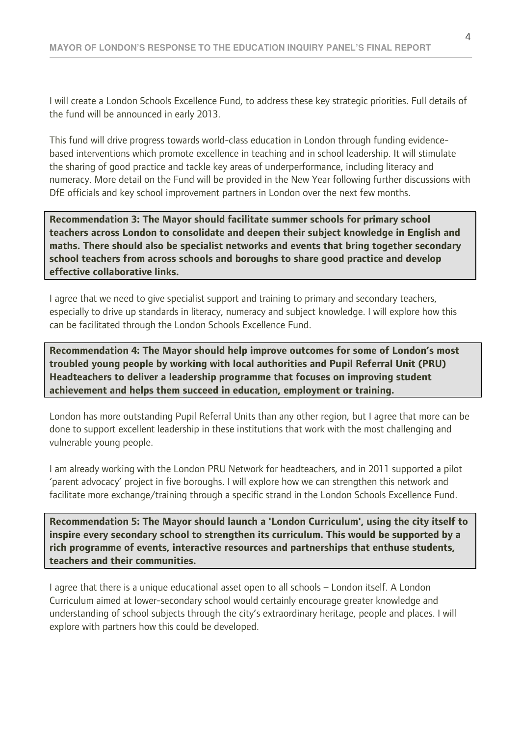I will create a London Schools Excellence Fund, to address these key strategic priorities. Full details of the fund will be announced in early 2013.

This fund will drive progress towards world-class education in London through funding evidence-based interventions which promote excellence in teaching and in school leadership. It will stimulate the sharing of good practice and tackle key areas of underperformance, including literacy and numeracy. More detail on the Fund will be provided in the New Year following further discussions with DfE officials and key school improvement partners in London over the next few months.

**Recommendation 3: The Mayor should facilitate summer schools for primary school teachers across London to consolidate and deepen their subject knowledge in English and maths. There should also be specialist networks and events that bring together secondary school teachers from across schools and boroughs to share good practice and develop effective collaborative links.**

I agree that we need to give specialist support and training to primary and secondary teachers, especially to drive up standards in literacy, numeracy and subject knowledge. I will explore how this can be facilitated through the London Schools Excellence Fund.

**Recommendation 4: The Mayor should help improve outcomes for some of London's most troubled young people by working with local authorities and Pupil Referral Unit (PRU) Headteachers to deliver a leadership programme that focuses on improving student achievement and helps them succeed in education, employment or training.**

London has more outstanding Pupil Referral Units than any other region, but I agree that more can be done to support excellent leadership in these institutions that work with the most challenging and vulnerable young people.

I am already working with the London PRU Network for headteachers, and in 2011 supported a pilot 'parent advocacy' project in five boroughs. I will explore how we can strengthen this network and facilitate more exchange/training through a specific strand in the London Schools Excellence Fund.

**Recommendation 5: The Mayor should launch a 'London Curriculum', using the city itself to inspire every secondary school to strengthen its curriculum. This would be supported by a rich programme of events, interactive resources and partnerships that enthuse students, teachers and their communities.**

I agree that there is a unique educational asset open to all schools – London itself. A London Curriculum aimed at lower-secondary school would certainly encourage greater knowledge and understanding of school subjects through the city's extraordinary heritage, people and places. I will explore with partners how this could be developed.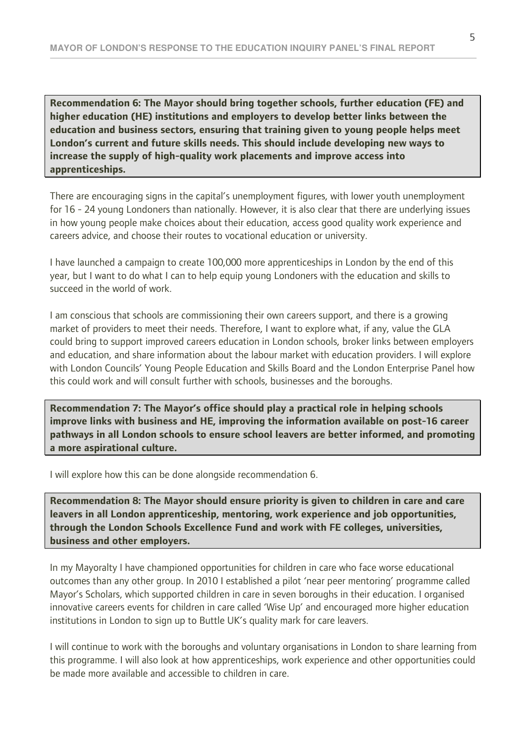**Recommendation 6: The Mayor should bring together schools, further education (FE) and higher education (HE) institutions and employers to develop better links between the education and business sectors, ensuring that training given to young people helps meet London's current and future skills needs. This should include developing new ways to increase the supply of high-quality work placements and improve access into apprenticeships.**

There are encouraging signs in the capital's unemployment figures, with lower youth unemployment for 16 - 24 young Londoners than nationally. However, it is also clear that there are underlying issues in how young people make choices about their education, access good quality work experience and careers advice, and choose their routes to vocational education or university.

I have launched a campaign to create 100,000 more apprenticeships in London by the end of this year, but I want to do what I can to help equip young Londoners with the education and skills to succeed in the world of work.

I am conscious that schools are commissioning their own careers support, and there is a growing market of providers to meet their needs. Therefore, I want to explore what, if any, value the GLA could bring to support improved careers education in London schools, broker links between employers and education, and share information about the labour market with education providers. I will explore with London Councils' Young People Education and Skills Board and the London Enterprise Panel how this could work and will consult further with schools, businesses and the boroughs.

**Recommendation 7: The Mayor's office should play a practical role in helping schools improve links with business and HE, improving the information available on post-16 career pathways in all London schools to ensure school leavers are better informed, and promoting a more aspirational culture.**

I will explore how this can be done alongside recommendation 6.

**Recommendation 8: The Mayor should ensure priority is given to children in care and care leavers in all London apprenticeship, mentoring, work experience and job opportunities, through the London Schools Excellence Fund and work with FE colleges, universities, business and other employers.**

In my Mayoralty I have championed opportunities for children in care who face worse educational outcomes than any other group. In 2010 I established a pilot 'near peer mentoring' programme called Mayor's Scholars, which supported children in care in seven boroughs in their education. I organised innovative careers events for children in care called 'Wise Up' and encouraged more higher education institutions in London to sign up to Buttle UK's quality mark for care leavers.

I will continue to work with the boroughs and voluntary organisations in London to share learning from this programme. I will also look at how apprenticeships, work experience and other opportunities could be made more available and accessible to children in care.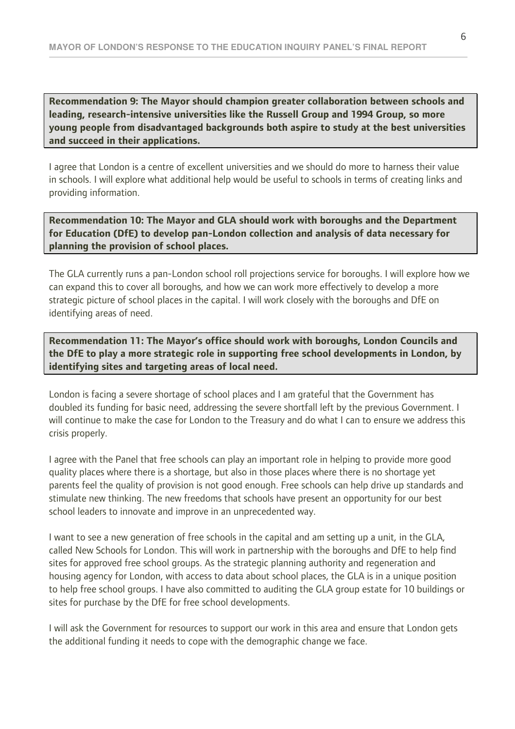**Recommendation 9: The Mayor should champion greater collaboration between schools and leading, research-intensive universities like the Russell Group and 1994 Group, so more young people from disadvantaged backgrounds both aspire to study at the best universities and succeed in their applications.**

I agree that London is a centre of excellent universities and we should do more to harness their value in schools. I will explore what additional help would be useful to schools in terms of creating links and providing information.

**Recommendation 10: The Mayor and GLA should work with boroughs and the Department for Education (DfE) to develop pan-London collection and analysis of data necessary for planning the provision of school places.**

The GLA currently runs a pan-London school roll projections service for boroughs. I will explore how we can expand this to cover all boroughs, and how we can work more effectively to develop a more strategic picture of school places in the capital. I will work closely with the boroughs and DfE on identifying areas of need.

**Recommendation 11: The Mayor's office should work with boroughs, London Councils and the DfE to play a more strategic role in supporting free school developments in London, by identifying sites and targeting areas of local need.**

London is facing a severe shortage of school places and I am grateful that the Government has doubled its funding for basic need, addressing the severe shortfall left by the previous Government. I will continue to make the case for London to the Treasury and do what I can to ensure we address this crisis properly.

I agree with the Panel that free schools can play an important role in helping to provide more good quality places where there is a shortage, but also in those places where there is no shortage yet parents feel the quality of provision is not good enough. Free schools can help drive up standards and stimulate new thinking. The new freedoms that schools have present an opportunity for our best school leaders to innovate and improve in an unprecedented way.

I want to see a new generation of free schools in the capital and am setting up a unit, in the GLA, called New Schools for London. This will work in partnership with the boroughs and DfE to help find sites for approved free school groups. As the strategic planning authority and regeneration and housing agency for London, with access to data about school places, the GLA is in a unique position to help free school groups. I have also committed to auditing the GLA group estate for 10 buildings or sites for purchase by the DfE for free school developments.

I will ask the Government for resources to support our work in this area and ensure that London gets the additional funding it needs to cope with the demographic change we face.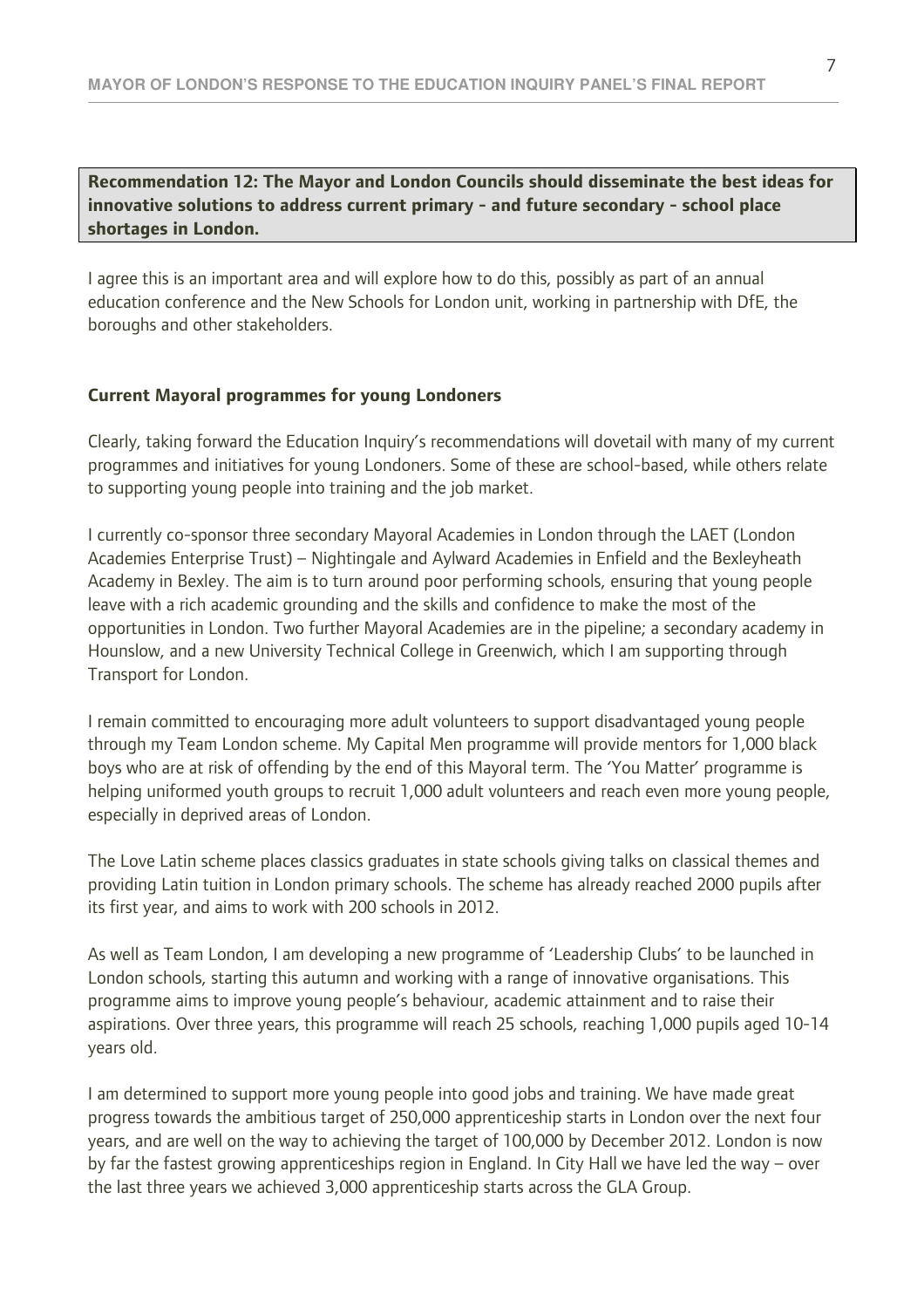**Recommendation 12: The Mayor and London Councils should disseminate the best ideas for innovative solutions to address current primary - and future secondary - school place shortages in London.**

I agree this is an important area and will explore how to do this, possibly as part of an annual education conference and the New Schools for London unit, working in partnership with DfE, the boroughs and other stakeholders.

**Current Mayoral programmes for young Londoners**

Clearly, taking forward the Education Inquiry's recommendations will dovetail with many of my current programmes and initiatives for young Londoners. Some of these are school-based, while others relate to supporting young people into training and the job market.

I currently co-sponsor three secondary Mayoral Academies in London through the LAET (London Academies Enterprise Trust) – Nightingale and Aylward Academies in Enfield and the Bexleyheath Academy in Bexley. The aim is to turn around poor performing schools, ensuring that young people leave with a rich academic grounding and the skills and confidence to make the most of the opportunities in London. Two further Mayoral Academies are in the pipeline; a secondary academy in Hounslow, and a new University Technical College in Greenwich, which I am supporting through Transport for London.

I remain committed to encouraging more adult volunteers to support disadvantaged young people through my Team London scheme. My Capital Men programme will provide mentors for 1,000 black boys who are at risk of offending by the end of this Mayoral term. The 'You Matter' programme is helping uniformed youth groups to recruit 1,000 adult volunteers and reach even more young people, especially in deprived areas of London.

The Love Latin scheme places classics graduates in state schools giving talks on classical themes and providing Latin tuition in London primary schools. The scheme has already reached 2000 pupils after its first year, and aims to work with 200 schools in 2012.

As well as Team London, I am developing a new programme of 'Leadership Clubs' to be launched in London schools, starting this autumn and working with a range of innovative organisations. This programme aims to improve young people's behaviour, academic attainment and to raise their aspirations. Over three years, this programme will reach 25 schools, reaching 1,000 pupils aged 10-14 years old.

I am determined to support more young people into good jobs and training. We have made great progress towards the ambitious target of 250,000 apprenticeship starts in London over the next four years, and are well on the way to achieving the target of 100,000 by December 2012. London is now by far the fastest growing apprenticeships region in England. In City Hall we have led the way – over the last three years we achieved 3,000 apprenticeship starts across the GLA Group.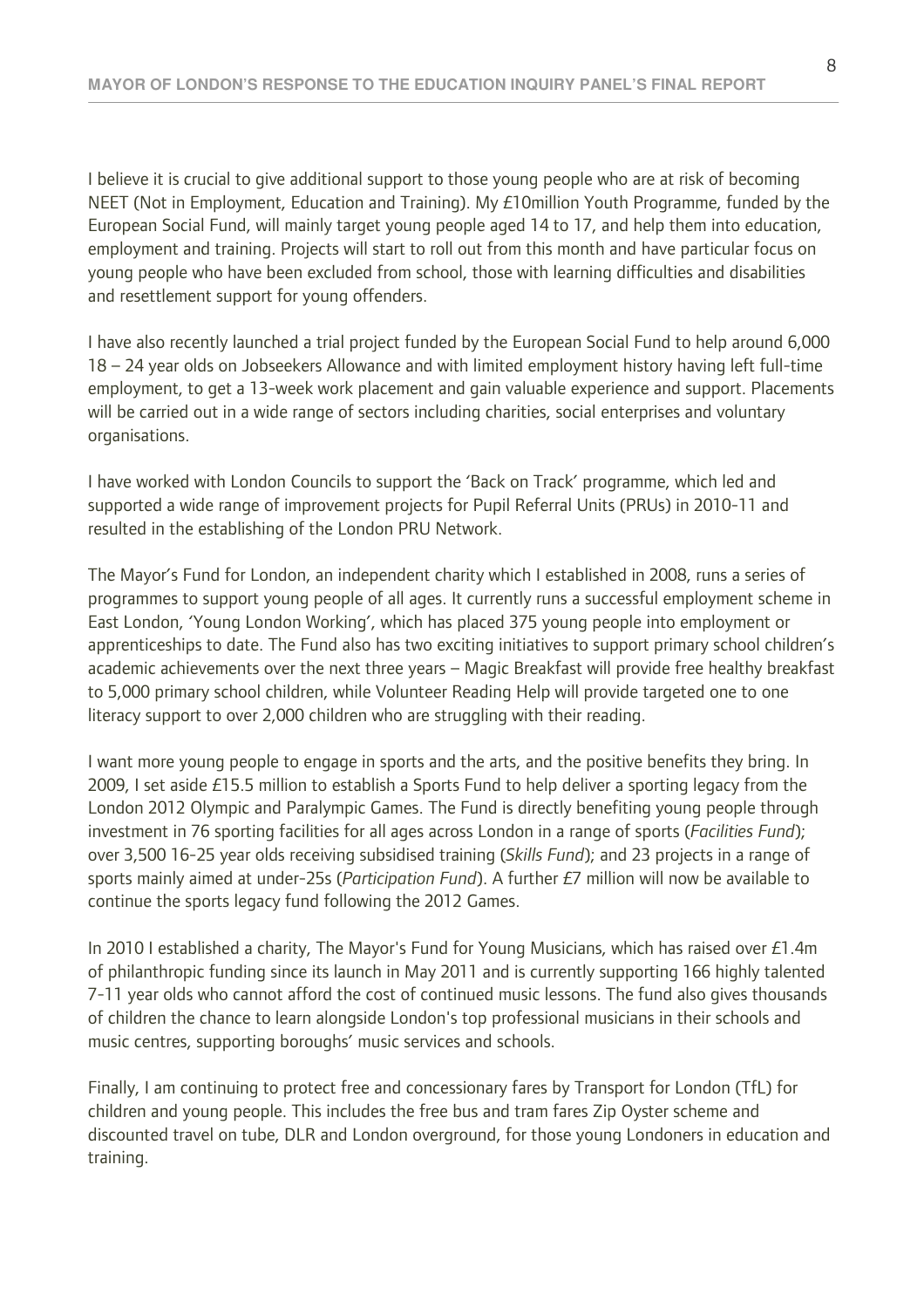I believe it is crucial to give additional support to those young people who are at risk of becoming NEET (Not in Employment, Education and Training). My £10million Youth Programme, funded by the European Social Fund, will mainly target young people aged 14 to 17, and help them into education, employment and training. Projects will start to roll out from this month and have particular focus on young people who have been excluded from school, those with learning difficulties and disabilities and resettlement support for young offenders.

I have also recently launched a trial project funded by the European Social Fund to help around 6,000 18 – 24 year olds on Jobseekers Allowance and with limited employment history having left full-time employment, to get a 13-week work placement and gain valuable experience and support. Placements will be carried out in a wide range of sectors including charities, social enterprises and voluntary organisations.

I have worked with London Councils to support the 'Back on Track' programme, which led and supported a wide range of improvement projects for Pupil Referral Units (PRUs) in 2010-11 and resulted in the establishing of the London PRU Network.

The Mayor's Fund for London, an independent charity which I established in 2008, runs a series of programmes to support young people of all ages. It currently runs a successful employment scheme in East London, 'Young London Working', which has placed 375 young people into employment or apprenticeships to date. The Fund also has two exciting initiatives to support primary school children's academic achievements over the next three years – Magic Breakfast will provide free healthy breakfast to 5,000 primary school children, while Volunteer Reading Help will provide targeted one to one literacy support to over 2,000 children who are struggling with their reading.

I want more young people to engage in sports and the arts, and the positive benefits they bring. In 2009, I set aside £15.5 million to establish a Sports Fund to help deliver a sporting legacy from the London 2012 Olympic and Paralympic Games. The Fund is directly benefiting young people through investment in 76 sporting facilities for all ages across London in a range of sports (*Facilities Fund*); over 3,500 16-25 year olds receiving subsidised training (*Skills Fund*); and 23 projects in a range of sports mainly aimed at under-25s (*Participation Fund*). A further £7 million will now be available to continue the sports legacy fund following the 2012 Games.

In 2010 I established a charity, The Mayor's Fund for Young Musicians, which has raised over £1.4m of philanthropic funding since its launch in May 2011 and is currently supporting 166 highly talented 7-11 year olds who cannot afford the cost of continued music lessons. The fund also gives thousands of children the chance to learn alongside London's top professional musicians in their schools and music centres, supporting boroughs' music services and schools.

Finally, I am continuing to protect free and concessionary fares by Transport for London (TfL) for children and young people. This includes the free bus and tram fares Zip Oyster scheme and discounted travel on tube, DLR and London overground, for those young Londoners in education and training.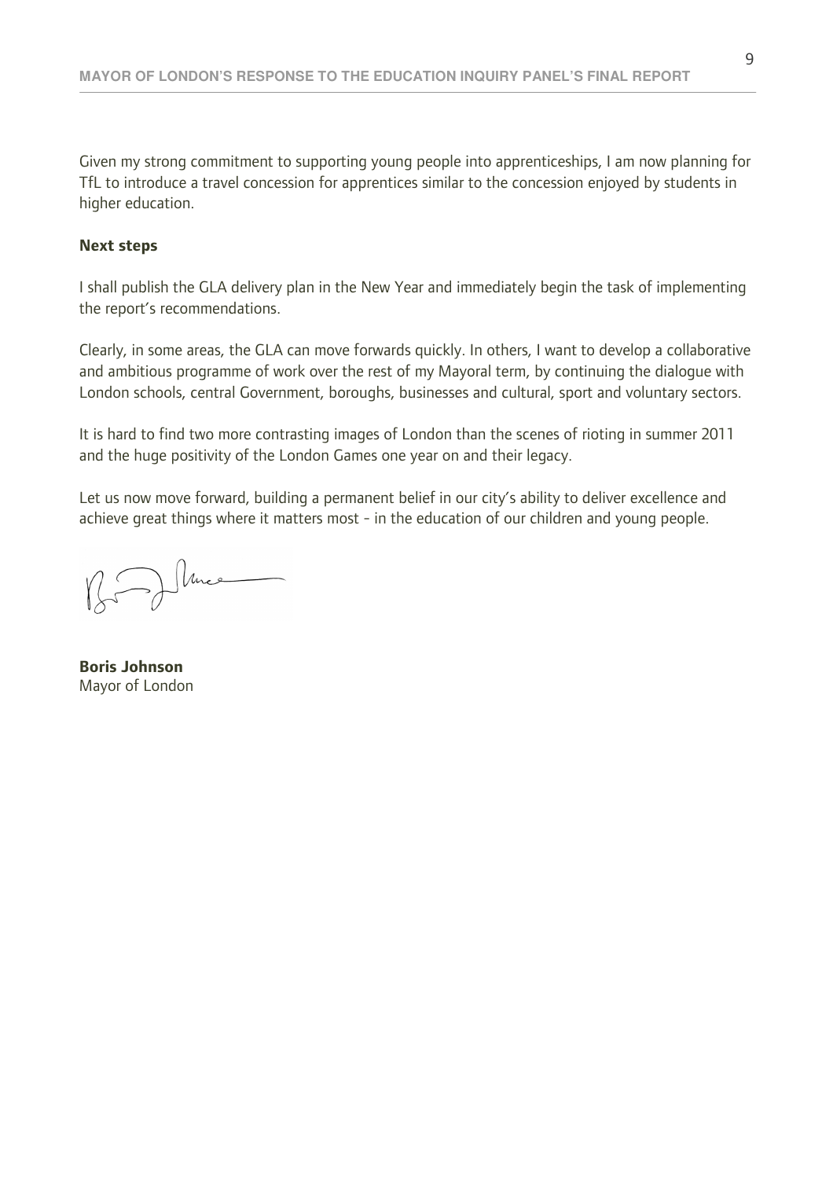Given my strong commitment to supporting young people into apprenticeships, I am now planning for TfL to introduce a travel concession for apprentices similar to the concession enjoyed by students in higher education.

**Next steps**

I shall publish the GLA delivery plan in the New Year and immediately begin the task of implementing the report's recommendations.

Clearly, in some areas, the GLA can move forwards quickly. In others, I want to develop a collaborative and ambitious programme of work over the rest of my Mayoral term, by continuing the dialogue with London schools, central Government, boroughs, businesses and cultural, sport and voluntary sectors.

It is hard to find two more contrasting images of London than the scenes of rioting in summer 2011 and the huge positivity of the London Games one year on and their legacy.

Let us now move forward, building a permanent belief in our city's ability to deliver excellence and achieve great things where it matters most - in the education of our children and young people.

**Boris Johnson**
Mayor of London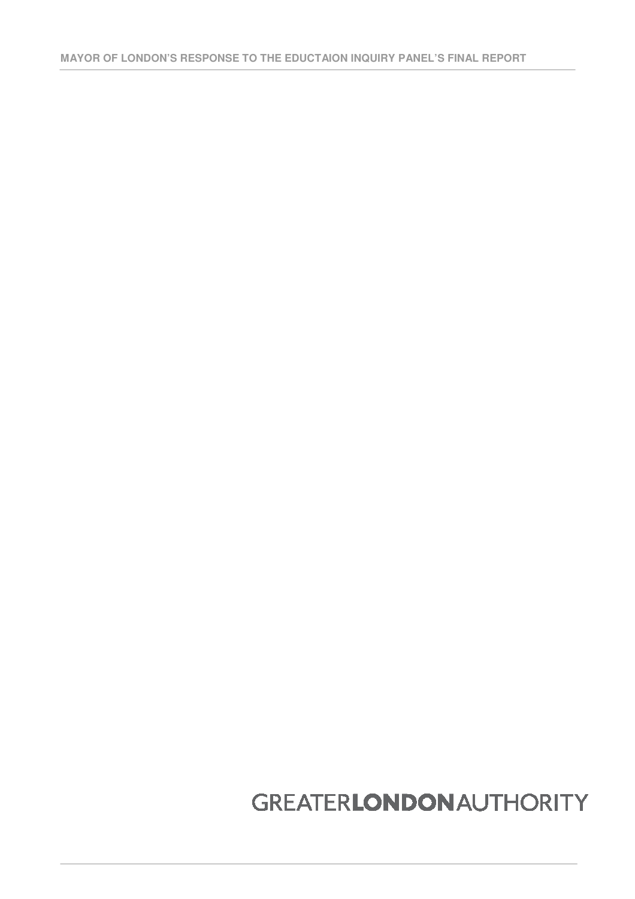GREATERLONDONAUTHORITY